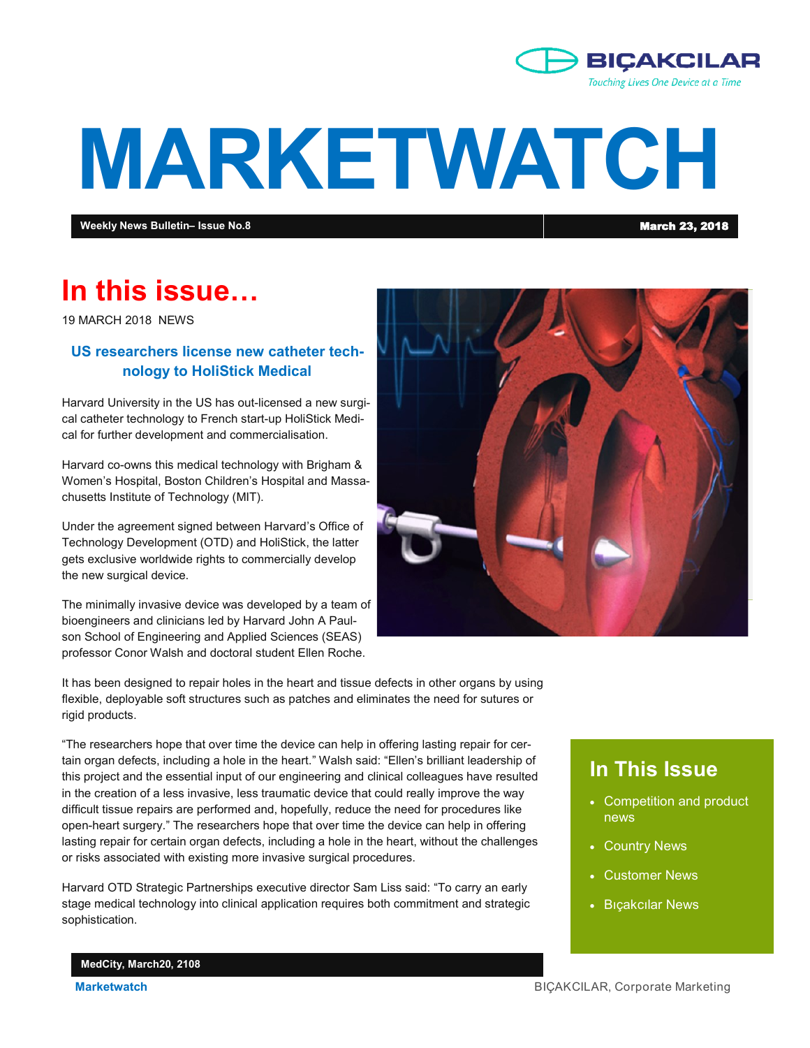BIÇAKCILAR

*Touching Lives One Device at a Time*

# MARKETWATCH

**Weekly News Bulletin– Issue No.8** | **March 23, 2018**

## In this issue…

19 MARCH 2018 NEWS

### US researchers license new catheter technology to HoliStick Medical

Harvard University in the US has out-licensed a new surgical catheter technology to French start-up HoliStick Medical for further development and commercialisation.

Harvard co-owns this medical technology with Brigham & Women's Hospital, Boston Children's Hospital and Massachusetts Institute of Technology (MIT).

Under the agreement signed between Harvard's Office of Technology Development (OTD) and HoliStick, the latter gets exclusive worldwide rights to commercially develop the new surgical device.

The minimally invasive device was developed by a team of bioengineers and clinicians led by Harvard John A Paulson School of Engineering and Applied Sciences (SEAS) professor Conor Walsh and doctoral student Ellen Roche.

It has been designed to repair holes in the heart and tissue defects in other organs by using flexible, deployable soft structures such as patches and eliminates the need for sutures or rigid products.

"The researchers hope that over time the device can help in offering lasting repair for certain organ defects, including a hole in the heart." Walsh said: "Ellen's brilliant leadership of this project and the essential input of our engineering and clinical colleagues have resulted in the creation of a less invasive, less traumatic device that could really improve the way difficult tissue repairs are performed and, hopefully, reduce the need for procedures like open-heart surgery." The researchers hope that over time the device can help in offering lasting repair for certain organ defects, including a hole in the heart, without the challenges or risks associated with existing more invasive surgical procedures.

Harvard OTD Strategic Partnerships executive director Sam Liss said: "To carry an early stage medical technology into clinical application requires both commitment and strategic sophistication.

**MedCity, March20, 2108**

## In This Issue

- Competition and product news
- Country News
- Customer News
- Bıçakcılar News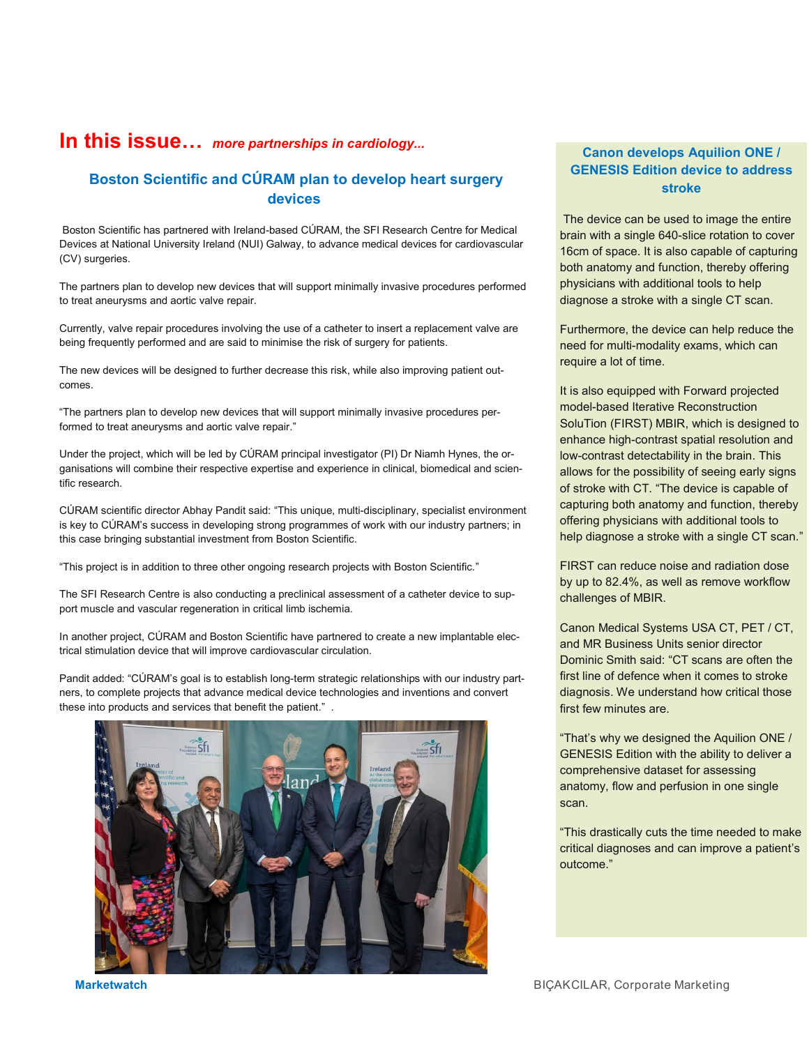# In this issue… *more partnerships in cardiology...*

## Boston Scientific and CÚRAM plan to develop heart surgery devices

Boston Scientific has partnered with Ireland-based CÚRAM, the SFI Research Centre for Medical Devices at National University Ireland (NUI) Galway, to advance medical devices for cardiovascular (CV) surgeries.

The partners plan to develop new devices that will support minimally invasive procedures performed to treat aneurysms and aortic valve repair.

Currently, valve repair procedures involving the use of a catheter to insert a replacement valve are being frequently performed and are said to minimise the risk of surgery for patients.

The new devices will be designed to further decrease this risk, while also improving patient outcomes.

"The partners plan to develop new devices that will support minimally invasive procedures performed to treat aneurysms and aortic valve repair."

Under the project, which will be led by CÚRAM principal investigator (PI) Dr Niamh Hynes, the organisations will combine their respective expertise and experience in clinical, biomedical and scientific research.

CÚRAM scientific director Abhay Pandit said: "This unique, multi-disciplinary, specialist environment is key to CÚRAM's success in developing strong programmes of work with our industry partners; in this case bringing substantial investment from Boston Scientific.

"This project is in addition to three other ongoing research projects with Boston Scientific."

The SFI Research Centre is also conducting a preclinical assessment of a catheter device to support muscle and vascular regeneration in critical limb ischemia.

In another project, CÚRAM and Boston Scientific have partnered to create a new implantable electrical stimulation device that will improve cardiovascular circulation.

Pandit added: "CÚRAM's goal is to establish long-term strategic relationships with our industry partners, to complete projects that advance medical device technologies and inventions and convert these into products and services that benefit the patient." .

Marketwatch

## Canon develops Aquilion ONE / GENESIS Edition device to address stroke

The device can be used to image the entire brain with a single 640-slice rotation to cover 16cm of space. It is also capable of capturing both anatomy and function, thereby offering physicians with additional tools to help diagnose a stroke with a single CT scan.

Furthermore, the device can help reduce the need for multi-modality exams, which can require a lot of time.

It is also equipped with Forward projected model-based Iterative Reconstruction SoluTion (FIRST) MBIR, which is designed to enhance high-contrast spatial resolution and low-contrast detectability in the brain. This allows for the possibility of seeing early signs of stroke with CT. "The device is capable of capturing both anatomy and function, thereby offering physicians with additional tools to help diagnose a stroke with a single CT scan."

FIRST can reduce noise and radiation dose by up to 82.4%, as well as remove workflow challenges of MBIR.

Canon Medical Systems USA CT, PET / CT, and MR Business Units senior director Dominic Smith said: "CT scans are often the first line of defence when it comes to stroke diagnosis. We understand how critical those first few minutes are.

"That's why we designed the Aquilion ONE / GENESIS Edition with the ability to deliver a comprehensive dataset for assessing anatomy, flow and perfusion in one single scan.

"This drastically cuts the time needed to make critical diagnoses and can improve a patient's outcome."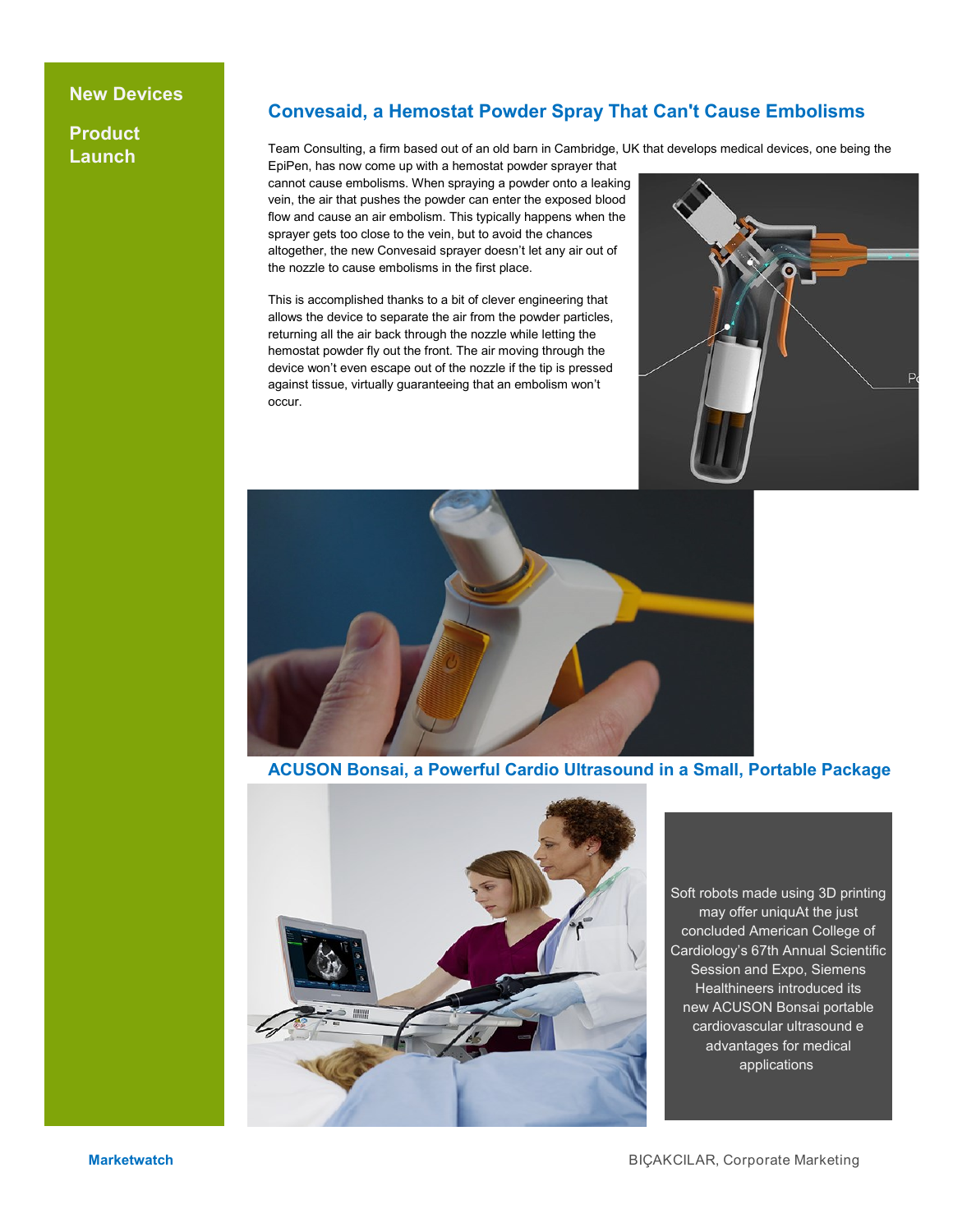New Devices

Product Launch

## Convesaid, a Hemostat Powder Spray That Can't Cause Embolisms

Team Consulting, a firm based out of an old barn in Cambridge, UK that develops medical devices, one being the EpiPen, has now come up with a hemostat powder sprayer that cannot cause embolisms. When spraying a powder onto a leaking vein, the air that pushes the powder can enter the exposed blood flow and cause an air embolism. This typically happens when the sprayer gets too close to the vein, but to avoid the chances altogether, the new Convesaid sprayer doesn't let any air out of the nozzle to cause embolisms in the first place.

This is accomplished thanks to a bit of clever engineering that allows the device to separate the air from the powder particles, returning all the air back through the nozzle while letting the hemostat powder fly out the front. The air moving through the device won't even escape out of the nozzle if the tip is pressed against tissue, virtually guaranteeing that an embolism won't occur.

## ACUSON Bonsai, a Powerful Cardio Ultrasound in a Small, Portable Package

Soft robots made using 3D printing may offer uniquAt the just concluded American College of Cardiology's 67th Annual Scientific Session and Expo, Siemens Healthineers introduced its new ACUSON Bonsai portable cardiovascular ultrasound e advantages for medical applications

Marketwatch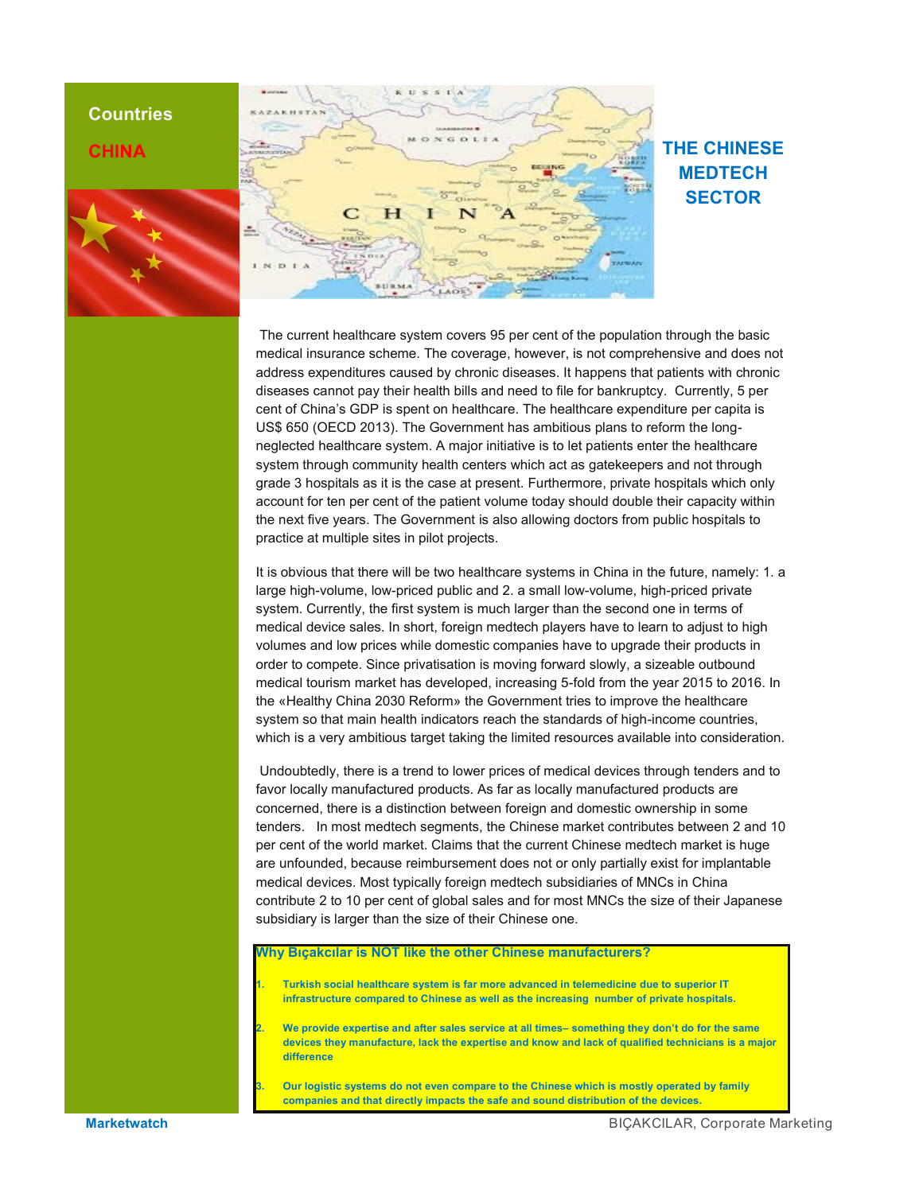Countries

CHINA

# THE CHINESE MEDTECH SECTOR

The current healthcare system covers 95 per cent of the population through the basic medical insurance scheme. The coverage, however, is not comprehensive and does not address expenditures caused by chronic diseases. It happens that patients with chronic diseases cannot pay their health bills and need to file for bankruptcy. Currently, 5 per cent of China's GDP is spent on healthcare. The healthcare expenditure per capita is US$ 650 (OECD 2013). The Government has ambitious plans to reform the long-neglected healthcare system. A major initiative is to let patients enter the healthcare system through community health centers which act as gatekeepers and not through grade 3 hospitals as it is the case at present. Furthermore, private hospitals which only account for ten per cent of the patient volume today should double their capacity within the next five years. The Government is also allowing doctors from public hospitals to practice at multiple sites in pilot projects.

It is obvious that there will be two healthcare systems in China in the future, namely: 1. a large high-volume, low-priced public and 2. a small low-volume, high-priced private system. Currently, the first system is much larger than the second one in terms of medical device sales. In short, foreign medtech players have to learn to adjust to high volumes and low prices while domestic companies have to upgrade their products in order to compete. Since privatisation is moving forward slowly, a sizeable outbound medical tourism market has developed, increasing 5-fold from the year 2015 to 2016. In the «Healthy China 2030 Reform» the Government tries to improve the healthcare system so that main health indicators reach the standards of high-income countries, which is a very ambitious target taking the limited resources available into consideration.

Undoubtedly, there is a trend to lower prices of medical devices through tenders and to favor locally manufactured products. As far as locally manufactured products are concerned, there is a distinction between foreign and domestic ownership in some tenders. In most medtech segments, the Chinese market contributes between 2 and 10 per cent of the world market. Claims that the current Chinese medtech market is huge are unfounded, because reimbursement does not or only partially exist for implantable medical devices. Most typically foreign medtech subsidiaries of MNCs in China contribute 2 to 10 per cent of global sales and for most MNCs the size of their Japanese subsidiary is larger than the size of their Chinese one.

**Why Bıçakcılar is NOT like the other Chinese manufacturers?**

1. **Turkish social healthcare system is far more advanced in telemedicine due to superior IT infrastructure compared to Chinese as well as the increasing number of private hospitals.**

2. **We provide expertise and after sales service at all times– something they don't do for the same devices they manufacture, lack the expertise and know and lack of qualified technicians is a major difference**

3. **Our logistic systems do not even compare to the Chinese which is mostly operated by family companies and that directly impacts the safe and sound distribution of the devices.**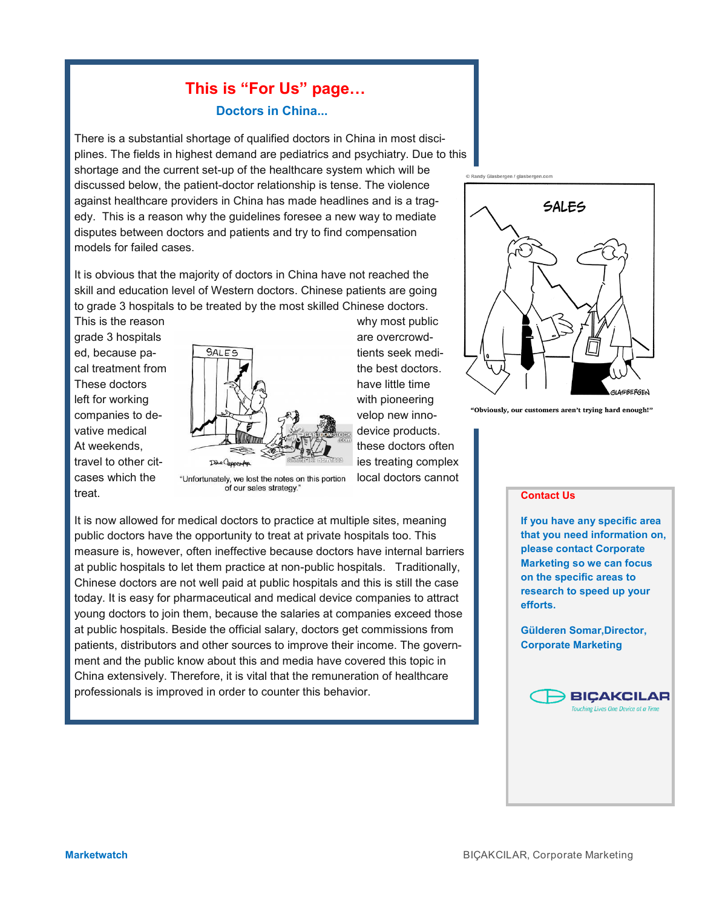# This is "For Us" page…

## Doctors in China...

There is a substantial shortage of qualified doctors in China in most disciplines. The fields in highest demand are pediatrics and psychiatry. Due to this shortage and the current set-up of the healthcare system which will be discussed below, the patient-doctor relationship is tense. The violence against healthcare providers in China has made headlines and is a tragedy. This is a reason why the guidelines foresee a new way to mediate disputes between doctors and patients and try to find compensation models for failed cases.

It is obvious that the majority of doctors in China have not reached the skill and education level of Western doctors. Chinese patients are going to grade 3 hospitals to be treated by the most skilled Chinese doctors. This is the reason why most public grade 3 hospitals are overcrowded, because patients seek medical treatment from the best doctors. These doctors have little time left for working with pioneering companies to develop new innovative medical device products. At weekends, these doctors often travel to other cities treating complex cases which the local doctors cannot treat.

"Unfortunately, we lost the notes on this portion of our sales strategy."

It is now allowed for medical doctors to practice at multiple sites, meaning public doctors have the opportunity to treat at private hospitals too. This measure is, however, often ineffective because doctors have internal barriers at public hospitals to let them practice at non-public hospitals. Traditionally, Chinese doctors are not well paid at public hospitals and this is still the case today. It is easy for pharmaceutical and medical device companies to attract young doctors to join them, because the salaries at companies exceed those at public hospitals. Beside the official salary, doctors get commissions from patients, distributors and other sources to improve their income. The government and the public know about this and media have covered this topic in China extensively. Therefore, it is vital that the remuneration of healthcare professionals is improved in order to counter this behavior.

"Obviously, our customers aren't trying hard enough!"

**Contact Us**

**If you have any specific area that you need information on, please contact Corporate Marketing so we can focus on the specific areas to research to speed up your efforts.**

**Gülderen Somar, Director, Corporate Marketing**

BIÇAKCILAR
Touching Lives One Device at a Time